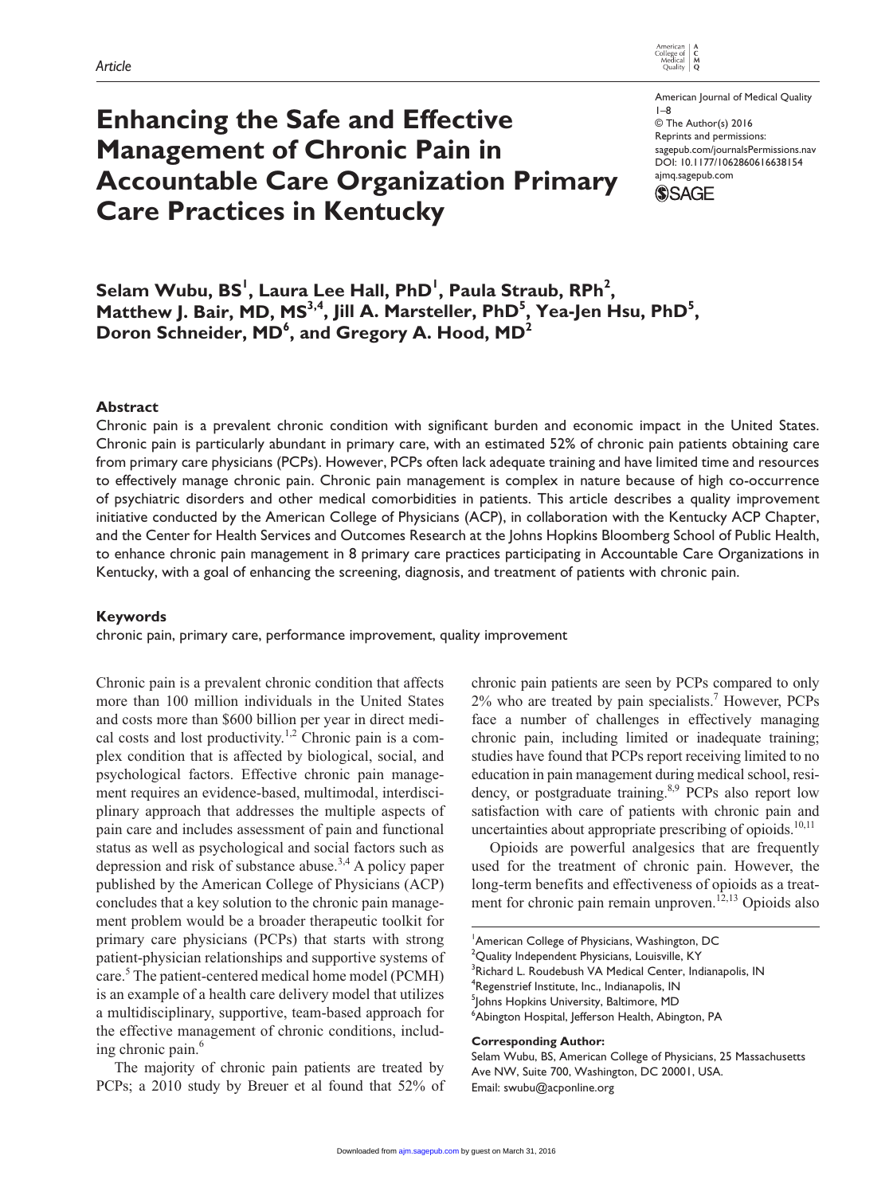Article

# Enhancing the Safe and Effective Management of Chronic Pain in Accountable Care Organization Primary Care Practices in Kentucky

American Journal of Medical Quality
1–8
© The Author(s) 2016
Reprints and permissions:
sagepub.com/journalsPermissions.nav
DOI: 10.1177/1062860616638154
ajmq.sagepub.com

**Selam Wubu, BS[1], Laura Lee Hall, PhD[1], Paula Straub, RPh[2], Matthew J. Bair, MD, MS[3,4], Jill A. Marsteller, PhD[5], Yea-Jen Hsu, PhD[5], Doron Schneider, MD[6], and Gregory A. Hood, MD[2]**

## Abstract

Chronic pain is a prevalent chronic condition with significant burden and economic impact in the United States. Chronic pain is particularly abundant in primary care, with an estimated 52% of chronic pain patients obtaining care from primary care physicians (PCPs). However, PCPs often lack adequate training and have limited time and resources to effectively manage chronic pain. Chronic pain management is complex in nature because of high co-occurrence of psychiatric disorders and other medical comorbidities in patients. This article describes a quality improvement initiative conducted by the American College of Physicians (ACP), in collaboration with the Kentucky ACP Chapter, and the Center for Health Services and Outcomes Research at the Johns Hopkins Bloomberg School of Public Health, to enhance chronic pain management in 8 primary care practices participating in Accountable Care Organizations in Kentucky, with a goal of enhancing the screening, diagnosis, and treatment of patients with chronic pain.

## Keywords

chronic pain, primary care, performance improvement, quality improvement

Chronic pain is a prevalent chronic condition that affects more than 100 million individuals in the United States and costs more than $600 billion per year in direct medical costs and lost productivity.[1,2] Chronic pain is a complex condition that is affected by biological, social, and psychological factors. Effective chronic pain management requires an evidence-based, multimodal, interdisciplinary approach that addresses the multiple aspects of pain care and includes assessment of pain and functional status as well as psychological and social factors such as depression and risk of substance abuse.[3,4] A policy paper published by the American College of Physicians (ACP) concludes that a key solution to the chronic pain management problem would be a broader therapeutic toolkit for primary care physicians (PCPs) that starts with strong patient-physician relationships and supportive systems of care.[5] The patient-centered medical home model (PCMH) is an example of a health care delivery model that utilizes a multidisciplinary, supportive, team-based approach for the effective management of chronic conditions, including chronic pain.[6]

The majority of chronic pain patients are treated by PCPs; a 2010 study by Breuer et al found that 52% of chronic pain patients are seen by PCPs compared to only 2% who are treated by pain specialists.[7] However, PCPs face a number of challenges in effectively managing chronic pain, including limited or inadequate training; studies have found that PCPs report receiving limited to no education in pain management during medical school, residency, or postgraduate training.[8,9] PCPs also report low satisfaction with care of patients with chronic pain and uncertainties about appropriate prescribing of opioids.[10,11]

Opioids are powerful analgesics that are frequently used for the treatment of chronic pain. However, the long-term benefits and effectiveness of opioids as a treatment for chronic pain remain unproven.[12,13] Opioids also

[1]American College of Physicians, Washington, DC
[2]Quality Independent Physicians, Louisville, KY
[3]Richard L. Roudebush VA Medical Center, Indianapolis, IN
[4]Regenstrief Institute, Inc., Indianapolis, IN
[5]Johns Hopkins University, Baltimore, MD
[6]Abington Hospital, Jefferson Health, Abington, PA

**Corresponding Author:**
Selam Wubu, BS, American College of Physicians, 25 Massachusetts Ave NW, Suite 700, Washington, DC 20001, USA.
Email: swubu@acponline.org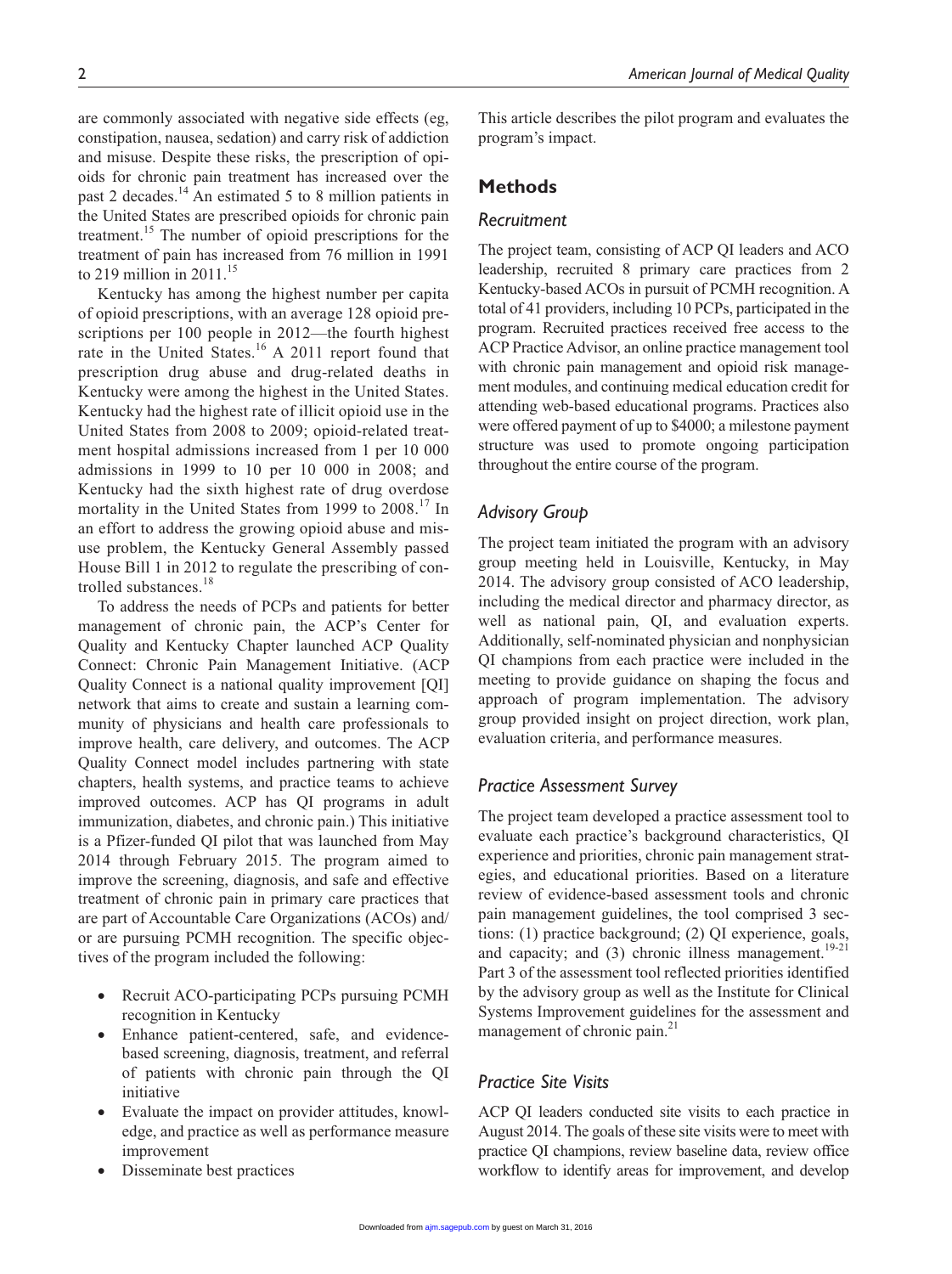are commonly associated with negative side effects (eg, constipation, nausea, sedation) and carry risk of addiction and misuse. Despite these risks, the prescription of opioids for chronic pain treatment has increased over the past 2 decades.[14] An estimated 5 to 8 million patients in the United States are prescribed opioids for chronic pain treatment.[15] The number of opioid prescriptions for the treatment of pain has increased from 76 million in 1991 to 219 million in 2011.[15]

Kentucky has among the highest number per capita of opioid prescriptions, with an average 128 opioid prescriptions per 100 people in 2012—the fourth highest rate in the United States.[16] A 2011 report found that prescription drug abuse and drug-related deaths in Kentucky were among the highest in the United States. Kentucky had the highest rate of illicit opioid use in the United States from 2008 to 2009; opioid-related treatment hospital admissions increased from 1 per 10 000 admissions in 1999 to 10 per 10 000 in 2008; and Kentucky had the sixth highest rate of drug overdose mortality in the United States from 1999 to 2008.[17] In an effort to address the growing opioid abuse and misuse problem, the Kentucky General Assembly passed House Bill 1 in 2012 to regulate the prescribing of controlled substances.[18]

To address the needs of PCPs and patients for better management of chronic pain, the ACP's Center for Quality and Kentucky Chapter launched ACP Quality Connect: Chronic Pain Management Initiative. (ACP Quality Connect is a national quality improvement [QI] network that aims to create and sustain a learning community of physicians and health care professionals to improve health, care delivery, and outcomes. The ACP Quality Connect model includes partnering with state chapters, health systems, and practice teams to achieve improved outcomes. ACP has QI programs in adult immunization, diabetes, and chronic pain.) This initiative is a Pfizer-funded QI pilot that was launched from May 2014 through February 2015. The program aimed to improve the screening, diagnosis, and safe and effective treatment of chronic pain in primary care practices that are part of Accountable Care Organizations (ACOs) and/or are pursuing PCMH recognition. The specific objectives of the program included the following:

- Recruit ACO-participating PCPs pursuing PCMH recognition in Kentucky
- Enhance patient-centered, safe, and evidence-based screening, diagnosis, treatment, and referral of patients with chronic pain through the QI initiative
- Evaluate the impact on provider attitudes, knowledge, and practice as well as performance measure improvement
- Disseminate best practices

This article describes the pilot program and evaluates the program's impact.

## Methods

### *Recruitment*

The project team, consisting of ACP QI leaders and ACO leadership, recruited 8 primary care practices from 2 Kentucky-based ACOs in pursuit of PCMH recognition. A total of 41 providers, including 10 PCPs, participated in the program. Recruited practices received free access to the ACP Practice Advisor, an online practice management tool with chronic pain management and opioid risk management modules, and continuing medical education credit for attending web-based educational programs. Practices also were offered payment of up to $4000; a milestone payment structure was used to promote ongoing participation throughout the entire course of the program.

### *Advisory Group*

The project team initiated the program with an advisory group meeting held in Louisville, Kentucky, in May 2014. The advisory group consisted of ACO leadership, including the medical director and pharmacy director, as well as national pain, QI, and evaluation experts. Additionally, self-nominated physician and nonphysician QI champions from each practice were included in the meeting to provide guidance on shaping the focus and approach of program implementation. The advisory group provided insight on project direction, work plan, evaluation criteria, and performance measures.

### *Practice Assessment Survey*

The project team developed a practice assessment tool to evaluate each practice's background characteristics, QI experience and priorities, chronic pain management strategies, and educational priorities. Based on a literature review of evidence-based assessment tools and chronic pain management guidelines, the tool comprised 3 sections: (1) practice background; (2) QI experience, goals, and capacity; and (3) chronic illness management.[19-21] Part 3 of the assessment tool reflected priorities identified by the advisory group as well as the Institute for Clinical Systems Improvement guidelines for the assessment and management of chronic pain.[21]

### *Practice Site Visits*

ACP QI leaders conducted site visits to each practice in August 2014. The goals of these site visits were to meet with practice QI champions, review baseline data, review office workflow to identify areas for improvement, and develop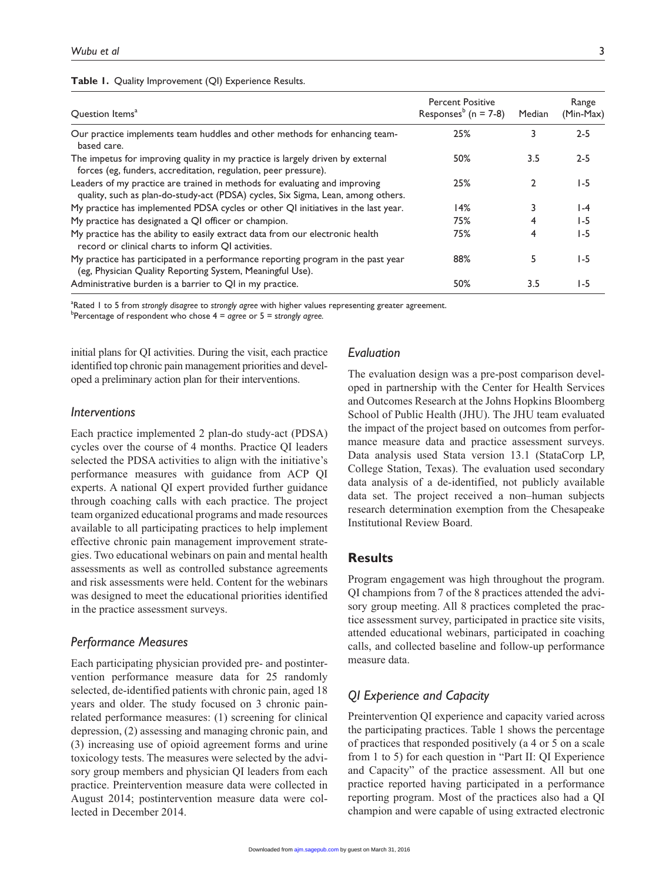**Table 1.** Quality Improvement (QI) Experience Results.

| Question Items[a] | Percent Positive Responses[b] (n = 7-8) | Median | Range (Min-Max) |
|---|---|---|---|
| Our practice implements team huddles and other methods for enhancing team-based care. | 25% | 3 | 2-5 |
| The impetus for improving quality in my practice is largely driven by external forces (eg, funders, accreditation, regulation, peer pressure). | 50% | 3.5 | 2-5 |
| Leaders of my practice are trained in methods for evaluating and improving quality, such as plan-do-study-act (PDSA) cycles, Six Sigma, Lean, among others. | 25% | 2 | 1-5 |
| My practice has implemented PDSA cycles or other QI initiatives in the last year. | 14% | 3 | 1-4 |
| My practice has designated a QI officer or champion. | 75% | 4 | 1-5 |
| My practice has the ability to easily extract data from our electronic health record or clinical charts to inform QI activities. | 75% | 4 | 1-5 |
| My practice has participated in a performance reporting program in the past year (eg, Physician Quality Reporting System, Meaningful Use). | 88% | 5 | 1-5 |
| Administrative burden is a barrier to QI in my practice. | 50% | 3.5 | 1-5 |

[a]Rated 1 to 5 from *strongly disagree* to *strongly agree* with higher values representing greater agreement.
[b]Percentage of respondent who chose 4 = *agree* or 5 = *strongly agree*.

initial plans for QI activities. During the visit, each practice identified top chronic pain management priorities and developed a preliminary action plan for their interventions.

### *Interventions*

Each practice implemented 2 plan-do study-act (PDSA) cycles over the course of 4 months. Practice QI leaders selected the PDSA activities to align with the initiative's performance measures with guidance from ACP QI experts. A national QI expert provided further guidance through coaching calls with each practice. The project team organized educational programs and made resources available to all participating practices to help implement effective chronic pain management improvement strategies. Two educational webinars on pain and mental health assessments as well as controlled substance agreements and risk assessments were held. Content for the webinars was designed to meet the educational priorities identified in the practice assessment surveys.

### *Performance Measures*

Each participating physician provided pre- and postintervention performance measure data for 25 randomly selected, de-identified patients with chronic pain, aged 18 years and older. The study focused on 3 chronic pain-related performance measures: (1) screening for clinical depression, (2) assessing and managing chronic pain, and (3) increasing use of opioid agreement forms and urine toxicology tests. The measures were selected by the advisory group members and physician QI leaders from each practice. Preintervention measure data were collected in August 2014; postintervention measure data were collected in December 2014.

### *Evaluation*

The evaluation design was a pre-post comparison developed in partnership with the Center for Health Services and Outcomes Research at the Johns Hopkins Bloomberg School of Public Health (JHU). The JHU team evaluated the impact of the project based on outcomes from performance measure data and practice assessment surveys. Data analysis used Stata version 13.1 (StataCorp LP, College Station, Texas). The evaluation used secondary data analysis of a de-identified, not publicly available data set. The project received a non–human subjects research determination exemption from the Chesapeake Institutional Review Board.

## Results

Program engagement was high throughout the program. QI champions from 7 of the 8 practices attended the advisory group meeting. All 8 practices completed the practice assessment survey, participated in practice site visits, attended educational webinars, participated in coaching calls, and collected baseline and follow-up performance measure data.

### *QI Experience and Capacity*

Preintervention QI experience and capacity varied across the participating practices. Table 1 shows the percentage of practices that responded positively (a 4 or 5 on a scale from 1 to 5) for each question in "Part II: QI Experience and Capacity" of the practice assessment. All but one practice reported having participated in a performance reporting program. Most of the practices also had a QI champion and were capable of using extracted electronic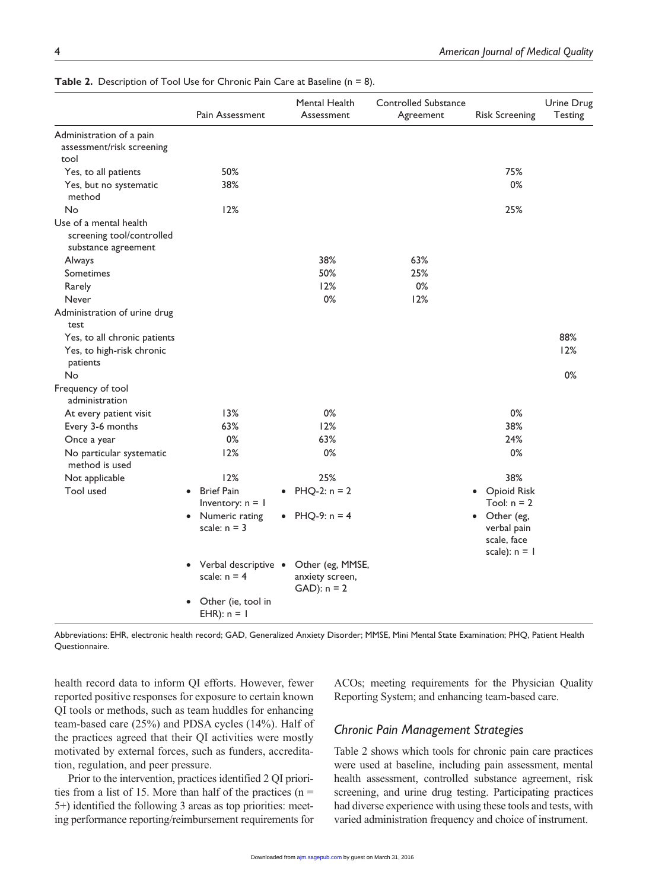**Table 2.** Description of Tool Use for Chronic Pain Care at Baseline (n = 8).

| | Pain Assessment | Mental Health Assessment | Controlled Substance Agreement | Risk Screening | Urine Drug Testing |
|---|---|---|---|---|---|
| Administration of a pain assessment/risk screening tool | | | | | |
| Yes, to all patients | 50% | | | 75% | |
| Yes, but no systematic method | 38% | | | 0% | |
| No | 12% | | | 25% | |
| Use of a mental health screening tool/controlled substance agreement | | | | | |
| Always | | 38% | 63% | | |
| Sometimes | | 50% | 25% | | |
| Rarely | | 12% | 0% | | |
| Never | | 0% | 12% | | |
| Administration of urine drug test | | | | | |
| Yes, to all chronic patients | | | | | 88% |
| Yes, to high-risk chronic patients | | | | | 12% |
| No | | | | | 0% |
| Frequency of tool administration | | | | | |
| At every patient visit | 13% | 0% | | 0% | |
| Every 3-6 months | 63% | 12% | | 38% | |
| Once a year | 0% | 63% | | 24% | |
| No particular systematic method is used | 12% | 0% | | 0% | |
| Not applicable | 12% | 25% | | 38% | |
| Tool used | • Brief Pain Inventory: n = 1<br>• Numeric rating scale: n = 3<br>• Verbal descriptive scale: n = 4<br>• Other (ie, tool in EHR): n = 1 | • PHQ-2: n = 2<br>• PHQ-9: n = 4<br>• Other (eg, MMSE, anxiety screen, GAD): n = 2 | | • Opioid Risk Tool: n = 2<br>• Other (eg, verbal pain scale, face scale): n = 1 | |

Abbreviations: EHR, electronic health record; GAD, Generalized Anxiety Disorder; MMSE, Mini Mental State Examination; PHQ, Patient Health Questionnaire.

health record data to inform QI efforts. However, fewer reported positive responses for exposure to certain known QI tools or methods, such as team huddles for enhancing team-based care (25%) and PDSA cycles (14%). Half of the practices agreed that their QI activities were mostly motivated by external forces, such as funders, accreditation, regulation, and peer pressure.

Prior to the intervention, practices identified 2 QI priorities from a list of 15. More than half of the practices (n = 5+) identified the following 3 areas as top priorities: meeting performance reporting/reimbursement requirements for ACOs; meeting requirements for the Physician Quality Reporting System; and enhancing team-based care.

### *Chronic Pain Management Strategies*

Table 2 shows which tools for chronic pain care practices were used at baseline, including pain assessment, mental health assessment, controlled substance agreement, risk screening, and urine drug testing. Participating practices had diverse experience with using these tools and tests, with varied administration frequency and choice of instrument.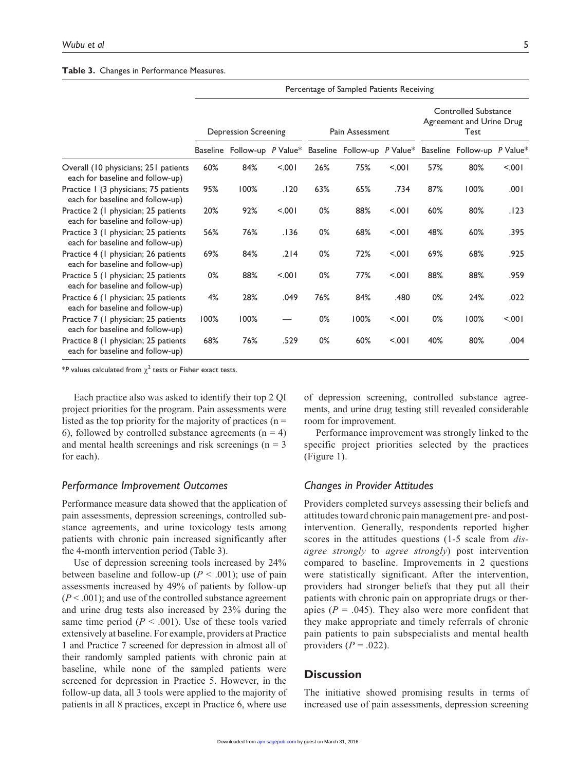**Table 3.** Changes in Performance Measures.

| | Percentage of Sampled Patients Receiving | | | | | | | | |
|---|---|---|---|---|---|---|---|---|---|
| | Depression Screening | | | Pain Assessment | | | Controlled Substance Agreement and Urine Drug Test | | |
| | Baseline | Follow-up | *P* Value* | Baseline | Follow-up | *P* Value* | Baseline | Follow-up | *P* Value* |
| Overall (10 physicians; 251 patients each for baseline and follow-up) | 60% | 84% | <.001 | 26% | 75% | <.001 | 57% | 80% | <.001 |
| Practice 1 (3 physicians; 75 patients each for baseline and follow-up) | 95% | 100% | .120 | 63% | 65% | .734 | 87% | 100% | .001 |
| Practice 2 (1 physician; 25 patients each for baseline and follow-up) | 20% | 92% | <.001 | 0% | 88% | <.001 | 60% | 80% | .123 |
| Practice 3 (1 physician; 25 patients each for baseline and follow-up) | 56% | 76% | .136 | 0% | 68% | <.001 | 48% | 60% | .395 |
| Practice 4 (1 physician; 26 patients each for baseline and follow-up) | 69% | 84% | .214 | 0% | 72% | <.001 | 69% | 68% | .925 |
| Practice 5 (1 physician; 25 patients each for baseline and follow-up) | 0% | 88% | <.001 | 0% | 77% | <.001 | 88% | 88% | .959 |
| Practice 6 (1 physician; 25 patients each for baseline and follow-up) | 4% | 28% | .049 | 76% | 84% | .480 | 0% | 24% | .022 |
| Practice 7 (1 physician; 25 patients each for baseline and follow-up) | 100% | 100% | — | 0% | 100% | <.001 | 0% | 100% | <.001 |
| Practice 8 (1 physician; 25 patients each for baseline and follow-up) | 68% | 76% | .529 | 0% | 60% | <.001 | 40% | 80% | .004 |

*$P$ values calculated from $\chi^2$ tests or Fisher exact tests.

Each practice also was asked to identify their top 2 QI project priorities for the program. Pain assessments were listed as the top priority for the majority of practices ($n = 6$), followed by controlled substance agreements ($n = 4$) and mental health screenings and risk screenings ($n = 3$ for each).

## *Performance Improvement Outcomes*

Performance measure data showed that the application of pain assessments, depression screenings, controlled substance agreements, and urine toxicology tests among patients with chronic pain increased significantly after the 4-month intervention period (Table 3).

Use of depression screening tools increased by 24% between baseline and follow-up ($P < .001$); use of pain assessments increased by 49% of patients by follow-up ($P < .001$); and use of the controlled substance agreement and urine drug tests also increased by 23% during the same time period ($P < .001$). Use of these tools varied extensively at baseline. For example, providers at Practice 1 and Practice 7 screened for depression in almost all of their randomly sampled patients with chronic pain at baseline, while none of the sampled patients were screened for depression in Practice 5. However, in the follow-up data, all 3 tools were applied to the majority of patients in all 8 practices, except in Practice 6, where use of depression screening, controlled substance agreements, and urine drug testing still revealed considerable room for improvement.

Performance improvement was strongly linked to the specific project priorities selected by the practices (Figure 1).

## *Changes in Provider Attitudes*

Providers completed surveys assessing their beliefs and attitudes toward chronic pain management pre- and post-intervention. Generally, respondents reported higher scores in the attitudes questions (1-5 scale from *disagree strongly* to *agree strongly*) post intervention compared to baseline. Improvements in 2 questions were statistically significant. After the intervention, providers had stronger beliefs that they put all their patients with chronic pain on appropriate drugs or therapies ($P = .045$). They also were more confident that they make appropriate and timely referrals of chronic pain patients to pain subspecialists and mental health providers ($P = .022$).

## **Discussion**

The initiative showed promising results in terms of increased use of pain assessments, depression screening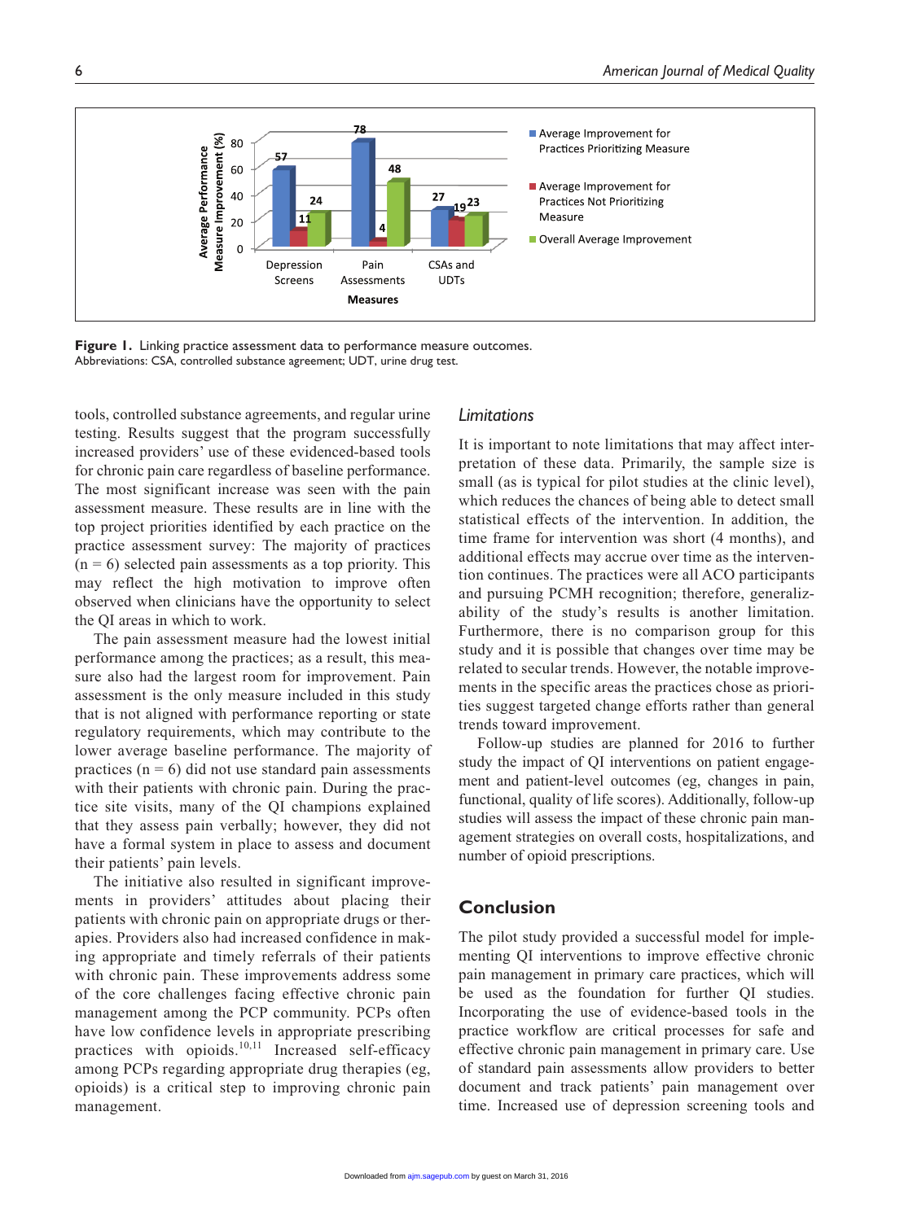**Figure 1.** Linking practice assessment data to performance measure outcomes.
Abbreviations: CSA, controlled substance agreement; UDT, urine drug test.

tools, controlled substance agreements, and regular urine testing. Results suggest that the program successfully increased providers' use of these evidenced-based tools for chronic pain care regardless of baseline performance. The most significant increase was seen with the pain assessment measure. These results are in line with the top project priorities identified by each practice on the practice assessment survey: The majority of practices (n = 6) selected pain assessments as a top priority. This may reflect the high motivation to improve often observed when clinicians have the opportunity to select the QI areas in which to work.

The pain assessment measure had the lowest initial performance among the practices; as a result, this measure also had the largest room for improvement. Pain assessment is the only measure included in this study that is not aligned with performance reporting or state regulatory requirements, which may contribute to the lower average baseline performance. The majority of practices (n = 6) did not use standard pain assessments with their patients with chronic pain. During the practice site visits, many of the QI champions explained that they assess pain verbally; however, they did not have a formal system in place to assess and document their patients' pain levels.

The initiative also resulted in significant improvements in providers' attitudes about placing their patients with chronic pain on appropriate drugs or therapies. Providers also had increased confidence in making appropriate and timely referrals of their patients with chronic pain. These improvements address some of the core challenges facing effective chronic pain management among the PCP community. PCPs often have low confidence levels in appropriate prescribing practices with opioids.[10,11] Increased self-efficacy among PCPs regarding appropriate drug therapies (eg, opioids) is a critical step to improving chronic pain management.

### *Limitations*

It is important to note limitations that may affect interpretation of these data. Primarily, the sample size is small (as is typical for pilot studies at the clinic level), which reduces the chances of being able to detect small statistical effects of the intervention. In addition, the time frame for intervention was short (4 months), and additional effects may accrue over time as the intervention continues. The practices were all ACO participants and pursuing PCMH recognition; therefore, generalizability of the study's results is another limitation. Furthermore, there is no comparison group for this study and it is possible that changes over time may be related to secular trends. However, the notable improvements in the specific areas the practices chose as priorities suggest targeted change efforts rather than general trends toward improvement.

Follow-up studies are planned for 2016 to further study the impact of QI interventions on patient engagement and patient-level outcomes (eg, changes in pain, functional, quality of life scores). Additionally, follow-up studies will assess the impact of these chronic pain management strategies on overall costs, hospitalizations, and number of opioid prescriptions.

## Conclusion

The pilot study provided a successful model for implementing QI interventions to improve effective chronic pain management in primary care practices, which will be used as the foundation for further QI studies. Incorporating the use of evidence-based tools in the practice workflow are critical processes for safe and effective chronic pain management in primary care. Use of standard pain assessments allow providers to better document and track patients' pain management over time. Increased use of depression screening tools and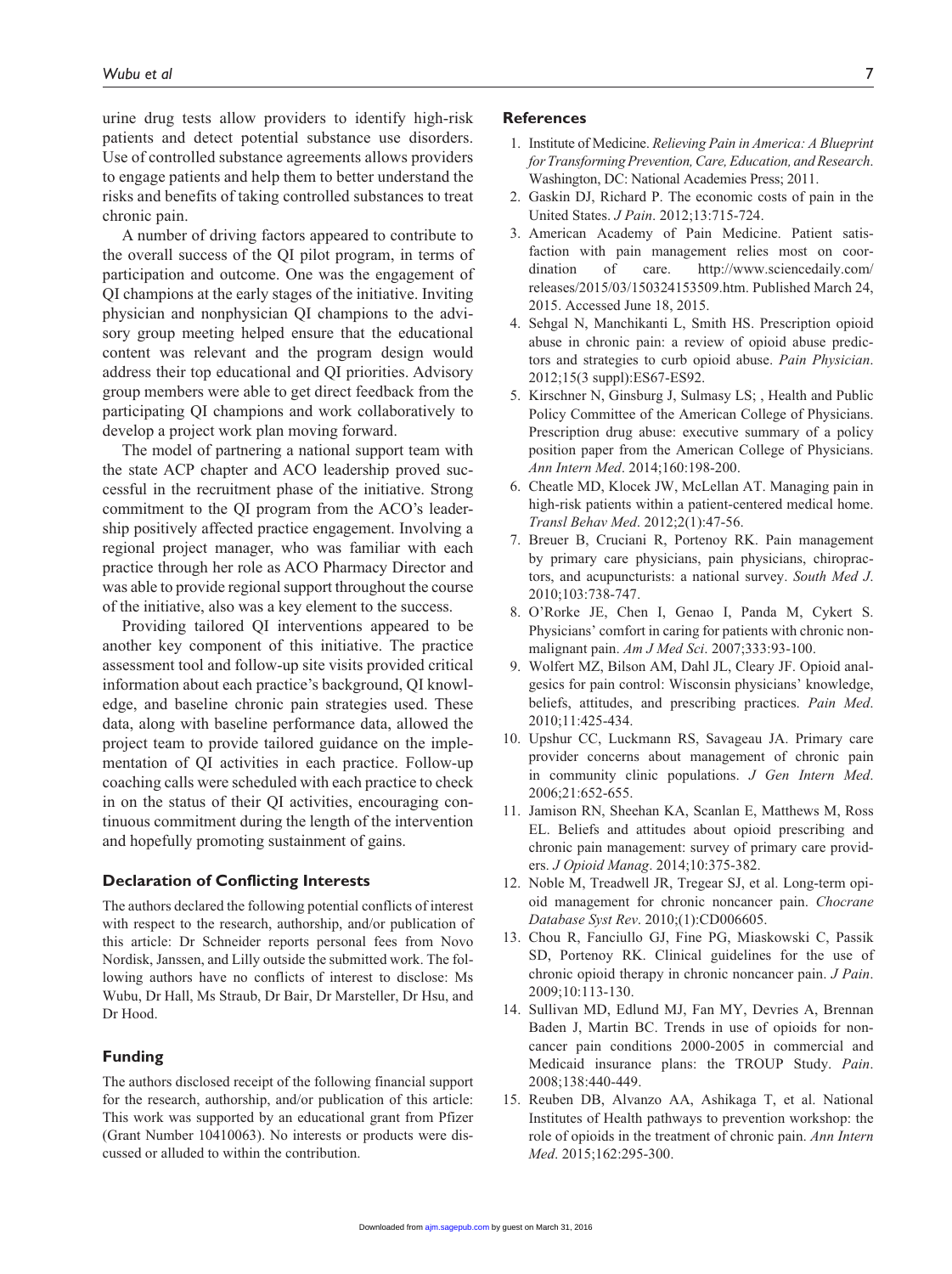urine drug tests allow providers to identify high-risk patients and detect potential substance use disorders. Use of controlled substance agreements allows providers to engage patients and help them to better understand the risks and benefits of taking controlled substances to treat chronic pain.

A number of driving factors appeared to contribute to the overall success of the QI pilot program, in terms of participation and outcome. One was the engagement of QI champions at the early stages of the initiative. Inviting physician and nonphysician QI champions to the advisory group meeting helped ensure that the educational content was relevant and the program design would address their top educational and QI priorities. Advisory group members were able to get direct feedback from the participating QI champions and work collaboratively to develop a project work plan moving forward.

The model of partnering a national support team with the state ACP chapter and ACO leadership proved successful in the recruitment phase of the initiative. Strong commitment to the QI program from the ACO's leadership positively affected practice engagement. Involving a regional project manager, who was familiar with each practice through her role as ACO Pharmacy Director and was able to provide regional support throughout the course of the initiative, also was a key element to the success.

Providing tailored QI interventions appeared to be another key component of this initiative. The practice assessment tool and follow-up site visits provided critical information about each practice's background, QI knowledge, and baseline chronic pain strategies used. These data, along with baseline performance data, allowed the project team to provide tailored guidance on the implementation of QI activities in each practice. Follow-up coaching calls were scheduled with each practice to check in on the status of their QI activities, encouraging continuous commitment during the length of the intervention and hopefully promoting sustainment of gains.

## Declaration of Conflicting Interests

The authors declared the following potential conflicts of interest with respect to the research, authorship, and/or publication of this article: Dr Schneider reports personal fees from Novo Nordisk, Janssen, and Lilly outside the submitted work. The following authors have no conflicts of interest to disclose: Ms Wubu, Dr Hall, Ms Straub, Dr Bair, Dr Marsteller, Dr Hsu, and Dr Hood.

## Funding

The authors disclosed receipt of the following financial support for the research, authorship, and/or publication of this article: This work was supported by an educational grant from Pfizer (Grant Number 10410063). No interests or products were discussed or alluded to within the contribution.

## References

1. Institute of Medicine. *Relieving Pain in America: A Blueprint for Transforming Prevention, Care, Education, and Research*. Washington, DC: National Academies Press; 2011.
2. Gaskin DJ, Richard P. The economic costs of pain in the United States. *J Pain*. 2012;13:715-724.
3. American Academy of Pain Medicine. Patient satisfaction with pain management relies most on coordination of care. http://www.sciencedaily.com/releases/2015/03/150324153509.htm. Published March 24, 2015. Accessed June 18, 2015.
4. Sehgal N, Manchikanti L, Smith HS. Prescription opioid abuse in chronic pain: a review of opioid abuse predictors and strategies to curb opioid abuse. *Pain Physician*. 2012;15(3 suppl):ES67-ES92.
5. Kirschner N, Ginsburg J, Sulmasy LS; , Health and Public Policy Committee of the American College of Physicians. Prescription drug abuse: executive summary of a policy position paper from the American College of Physicians. *Ann Intern Med*. 2014;160:198-200.
6. Cheatle MD, Klocek JW, McLellan AT. Managing pain in high-risk patients within a patient-centered medical home. *Transl Behav Med*. 2012;2(1):47-56.
7. Breuer B, Cruciani R, Portenoy RK. Pain management by primary care physicians, pain physicians, chiropractors, and acupuncturists: a national survey. *South Med J*. 2010;103:738-747.
8. O'Rorke JE, Chen I, Genao I, Panda M, Cykert S. Physicians' comfort in caring for patients with chronic nonmalignant pain. *Am J Med Sci*. 2007;333:93-100.
9. Wolfert MZ, Bilson AM, Dahl JL, Cleary JF. Opioid analgesics for pain control: Wisconsin physicians' knowledge, beliefs, attitudes, and prescribing practices. *Pain Med*. 2010;11:425-434.
10. Upshur CC, Luckmann RS, Savageau JA. Primary care provider concerns about management of chronic pain in community clinic populations. *J Gen Intern Med*. 2006;21:652-655.
11. Jamison RN, Sheehan KA, Scanlan E, Matthews M, Ross EL. Beliefs and attitudes about opioid prescribing and chronic pain management: survey of primary care providers. *J Opioid Manag*. 2014;10:375-382.
12. Noble M, Treadwell JR, Tregear SJ, et al. Long-term opioid management for chronic noncancer pain. *Chocrane Database Syst Rev*. 2010;(1):CD006605.
13. Chou R, Fanciullo GJ, Fine PG, Miaskowski C, Passik SD, Portenoy RK. Clinical guidelines for the use of chronic opioid therapy in chronic noncancer pain. *J Pain*. 2009;10:113-130.
14. Sullivan MD, Edlund MJ, Fan MY, Devries A, Brennan Baden J, Martin BC. Trends in use of opioids for noncancer pain conditions 2000-2005 in commercial and Medicaid insurance plans: the TROUP Study. *Pain*. 2008;138:440-449.
15. Reuben DB, Alvanzo AA, Ashikaga T, et al. National Institutes of Health pathways to prevention workshop: the role of opioids in the treatment of chronic pain. *Ann Intern Med*. 2015;162:295-300.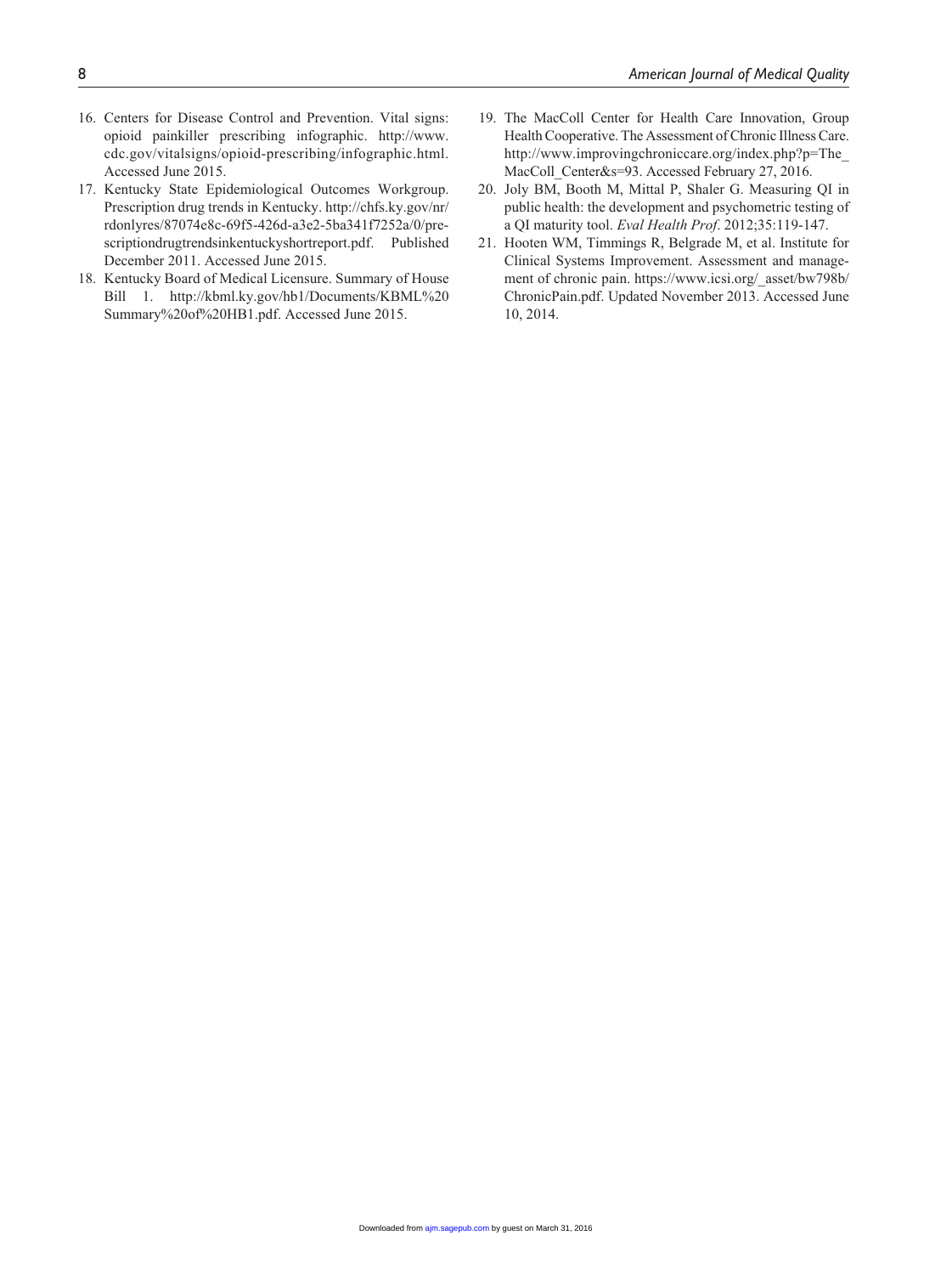16. Centers for Disease Control and Prevention. Vital signs: opioid painkiller prescribing infographic. http://www.cdc.gov/vitalsigns/opioid-prescribing/infographic.html. Accessed June 2015.
17. Kentucky State Epidemiological Outcomes Workgroup. Prescription drug trends in Kentucky. http://chfs.ky.gov/nr/rdonlyres/87074e8c-69f5-426d-a3e2-5ba341f7252a/0/prescriptiondrugtrendsinkentuckyshortreport.pdf. Published December 2011. Accessed June 2015.
18. Kentucky Board of Medical Licensure. Summary of House Bill 1. http://kbml.ky.gov/hb1/Documents/KBML%20Summary%20of%20HB1.pdf. Accessed June 2015.
19. The MacColl Center for Health Care Innovation, Group Health Cooperative. The Assessment of Chronic Illness Care. http://www.improvingchroniccare.org/index.php?p=The_MacColl_Center&s=93. Accessed February 27, 2016.
20. Joly BM, Booth M, Mittal P, Shaler G. Measuring QI in public health: the development and psychometric testing of a QI maturity tool. *Eval Health Prof*. 2012;35:119-147.
21. Hooten WM, Timmings R, Belgrade M, et al. Institute for Clinical Systems Improvement. Assessment and management of chronic pain. https://www.icsi.org/_asset/bw798b/ChronicPain.pdf. Updated November 2013. Accessed June 10, 2014.